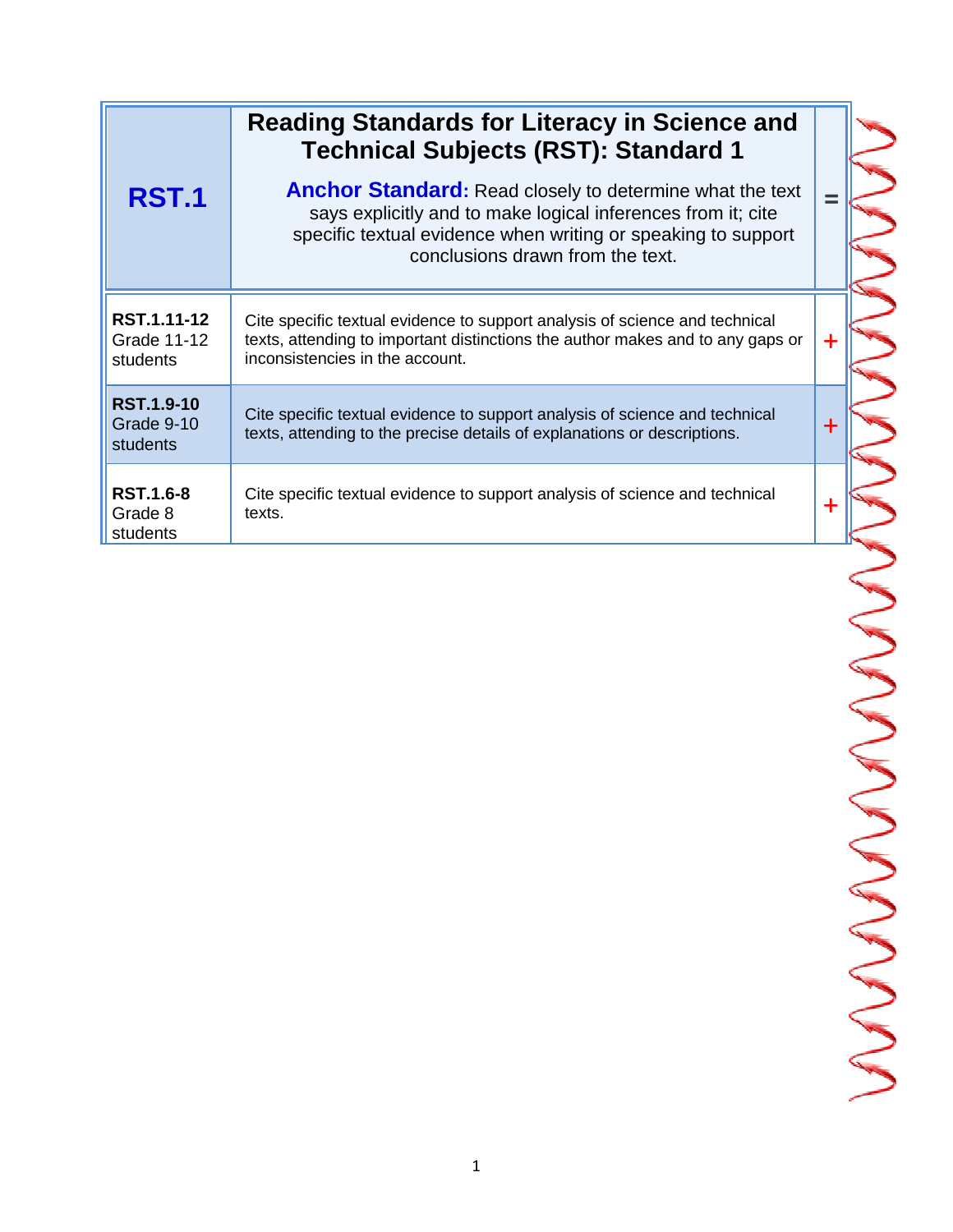| **RST.1** | **Reading Standards for Literacy in Science and Technical Subjects (RST): Standard 1**<br><br>**Anchor Standard:** Read closely to determine what the text says explicitly and to make logical inferences from it; cite specific textual evidence when writing or speaking to support conclusions drawn from the text. | = |
|---|---|---|
| **RST.1.11-12** Grade 11-12 students | Cite specific textual evidence to support analysis of science and technical texts, attending to important distinctions the author makes and to any gaps or inconsistencies in the account. | + |
| **RST.1.9-10** Grade 9-10 students | Cite specific textual evidence to support analysis of science and technical texts, attending to the precise details of explanations or descriptions. | + |
| **RST.1.6-8** Grade 8 students | Cite specific textual evidence to support analysis of science and technical texts. | + |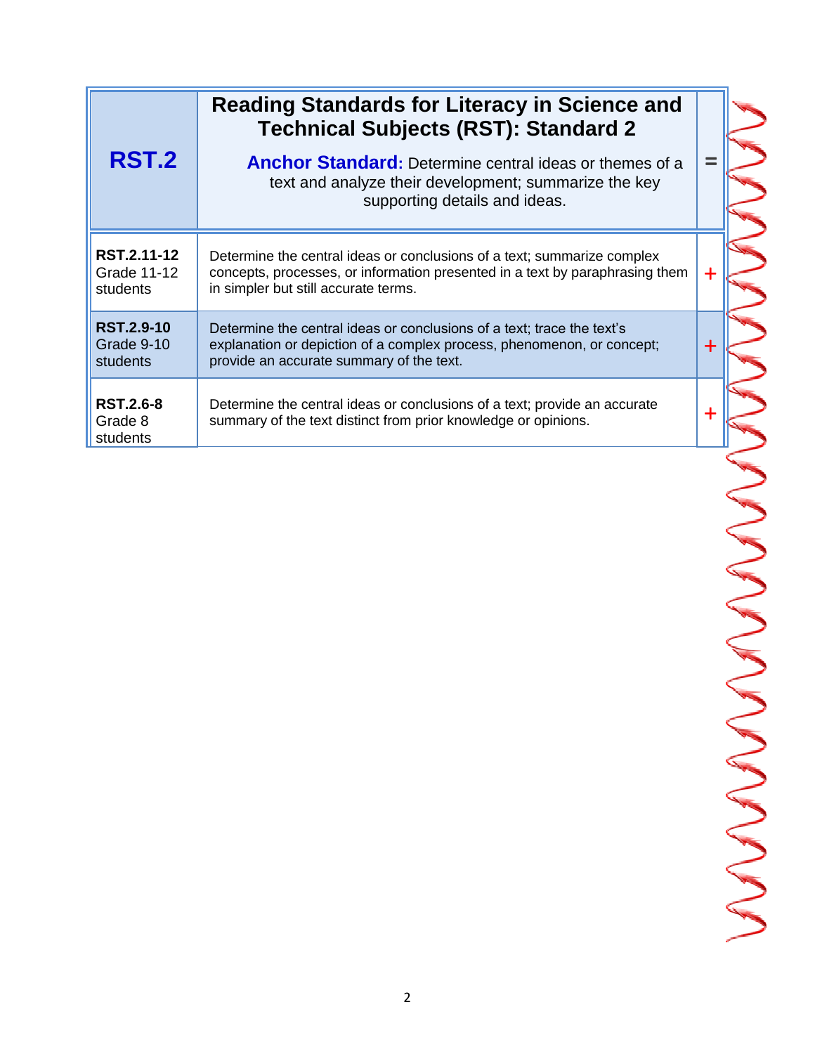| RST.2 | **Reading Standards for Literacy in Science and Technical Subjects (RST): Standard 2**<br>**Anchor Standard:** Determine central ideas or themes of a text and analyze their development; summarize the key supporting details and ideas. | = |
|---|---|---|
| **RST.2.11-12** Grade 11-12 students | Determine the central ideas or conclusions of a text; summarize complex concepts, processes, or information presented in a text by paraphrasing them in simpler but still accurate terms. | + |
| **RST.2.9-10** Grade 9-10 students | Determine the central ideas or conclusions of a text; trace the text's explanation or depiction of a complex process, phenomenon, or concept; provide an accurate summary of the text. | + |
| **RST.2.6-8** Grade 8 students | Determine the central ideas or conclusions of a text; provide an accurate summary of the text distinct from prior knowledge or opinions. | + |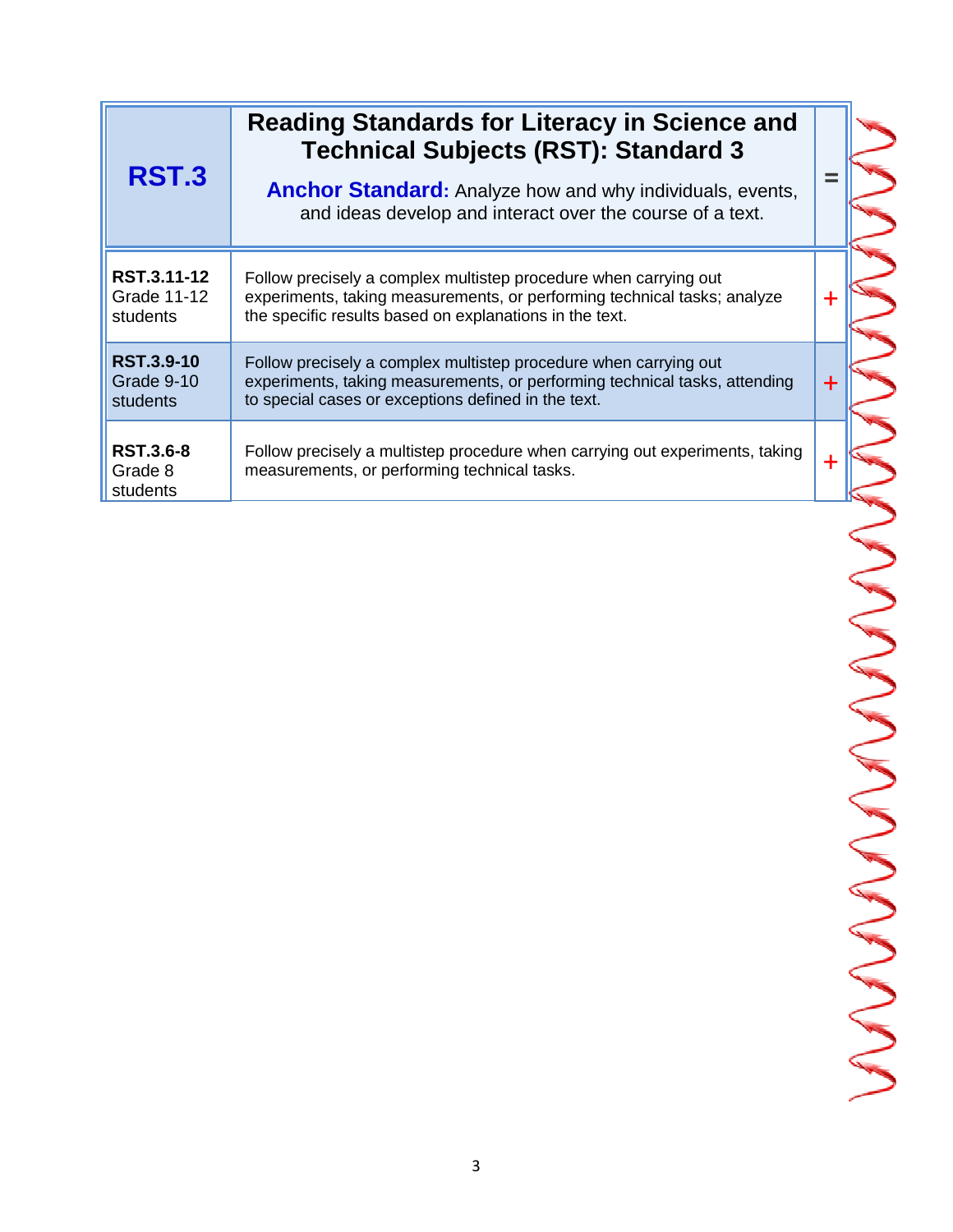| RST.3 | Reading Standards for Literacy in Science and Technical Subjects (RST): Standard 3<br><br>**Anchor Standard:** Analyze how and why individuals, events, and ideas develop and interact over the course of a text. | = |
|---|---|---|
| **RST.3.11-12** Grade 11-12 students | Follow precisely a complex multistep procedure when carrying out experiments, taking measurements, or performing technical tasks; analyze the specific results based on explanations in the text. | + |
| **RST.3.9-10** Grade 9-10 students | Follow precisely a complex multistep procedure when carrying out experiments, taking measurements, or performing technical tasks, attending to special cases or exceptions defined in the text. | + |
| **RST.3.6-8** Grade 8 students | Follow precisely a multistep procedure when carrying out experiments, taking measurements, or performing technical tasks. | + |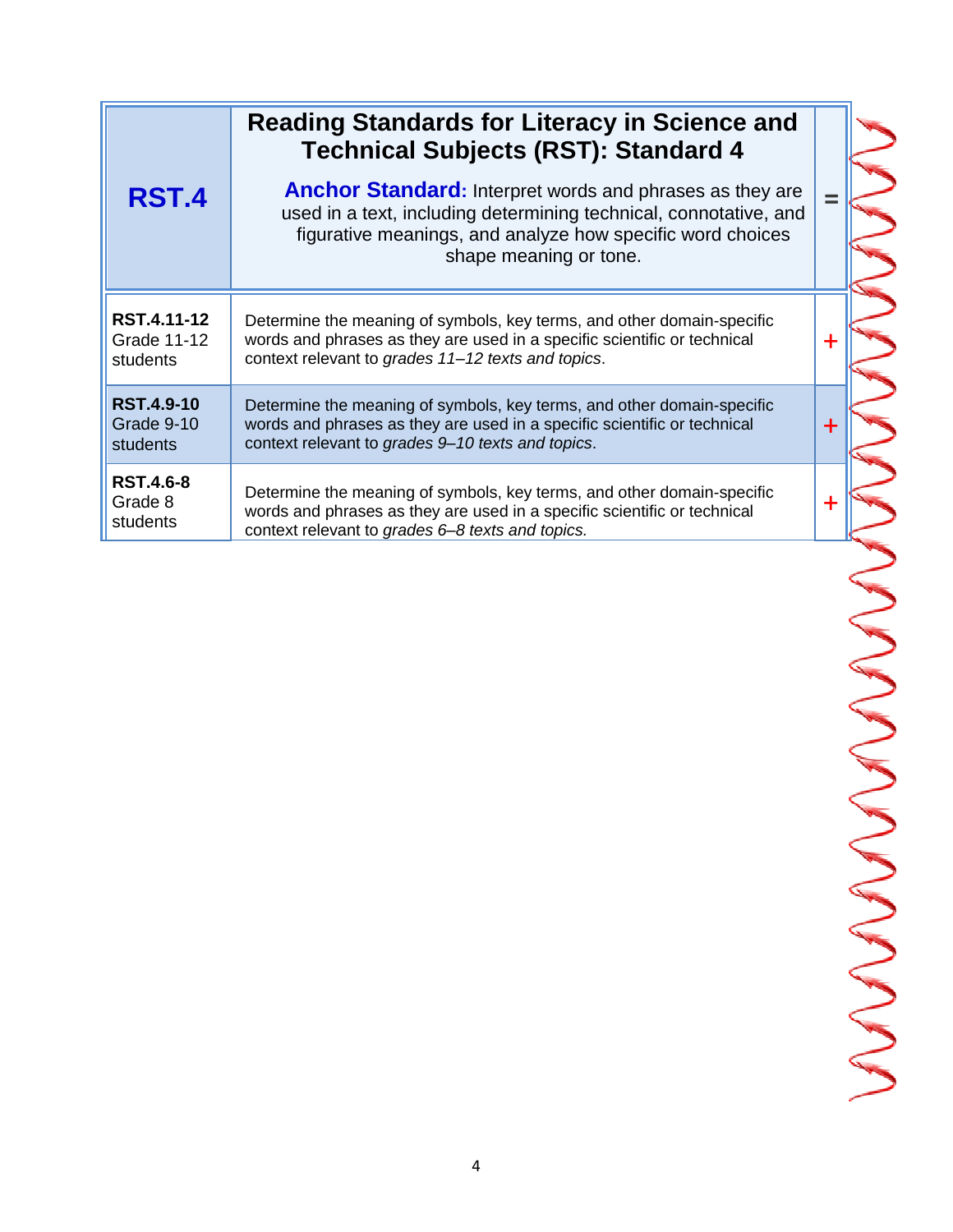| RST.4 | **Reading Standards for Literacy in Science and Technical Subjects (RST): Standard 4**<br><br>**Anchor Standard:** Interpret words and phrases as they are used in a text, including determining technical, connotative, and figurative meanings, and analyze how specific word choices shape meaning or tone. | = |
|---|---|---|
| **RST.4.11-12** Grade 11-12 students | Determine the meaning of symbols, key terms, and other domain-specific words and phrases as they are used in a specific scientific or technical context relevant to *grades 11–12 texts and topics*. | + |
| **RST.4.9-10** Grade 9-10 students | Determine the meaning of symbols, key terms, and other domain-specific words and phrases as they are used in a specific scientific or technical context relevant to *grades 9–10 texts and topics*. | + |
| **RST.4.6-8** Grade 8 students | Determine the meaning of symbols, key terms, and other domain-specific words and phrases as they are used in a specific scientific or technical context relevant to *grades 6–8 texts and topics.* | + |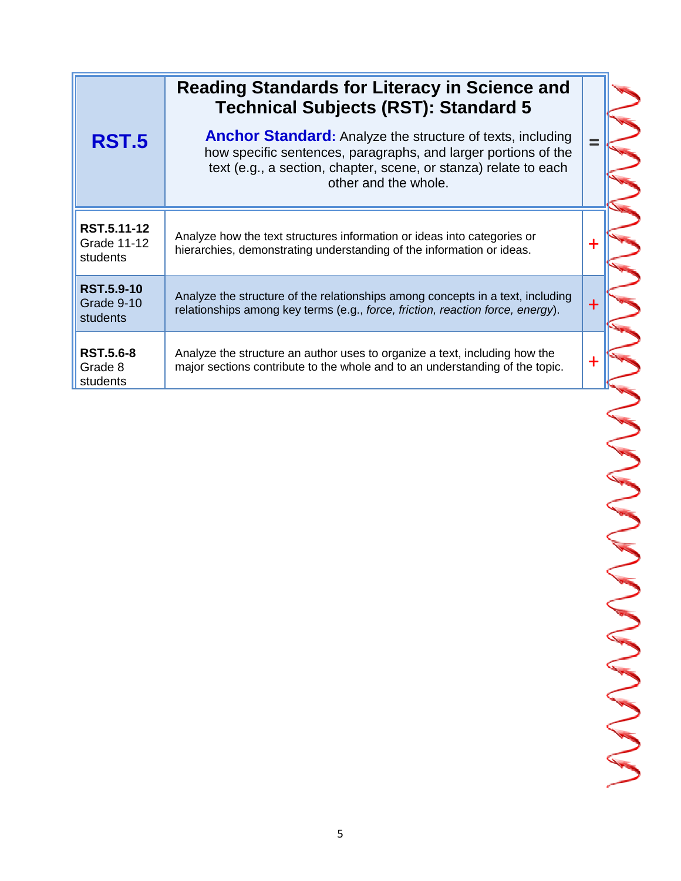| RST.5 | Reading Standards for Literacy in Science and Technical Subjects (RST): Standard 5<br><br>**Anchor Standard:** Analyze the structure of texts, including how specific sentences, paragraphs, and larger portions of the text (e.g., a section, chapter, scene, or stanza) relate to each other and the whole. | = |
|---|---|---|
| **RST.5.11-12** Grade 11-12 students | Analyze how the text structures information or ideas into categories or hierarchies, demonstrating understanding of the information or ideas. | + |
| **RST.5.9-10** Grade 9-10 students | Analyze the structure of the relationships among concepts in a text, including relationships among key terms (e.g., *force, friction, reaction force, energy*). | + |
| **RST.5.6-8** Grade 8 students | Analyze the structure an author uses to organize a text, including how the major sections contribute to the whole and to an understanding of the topic. | + |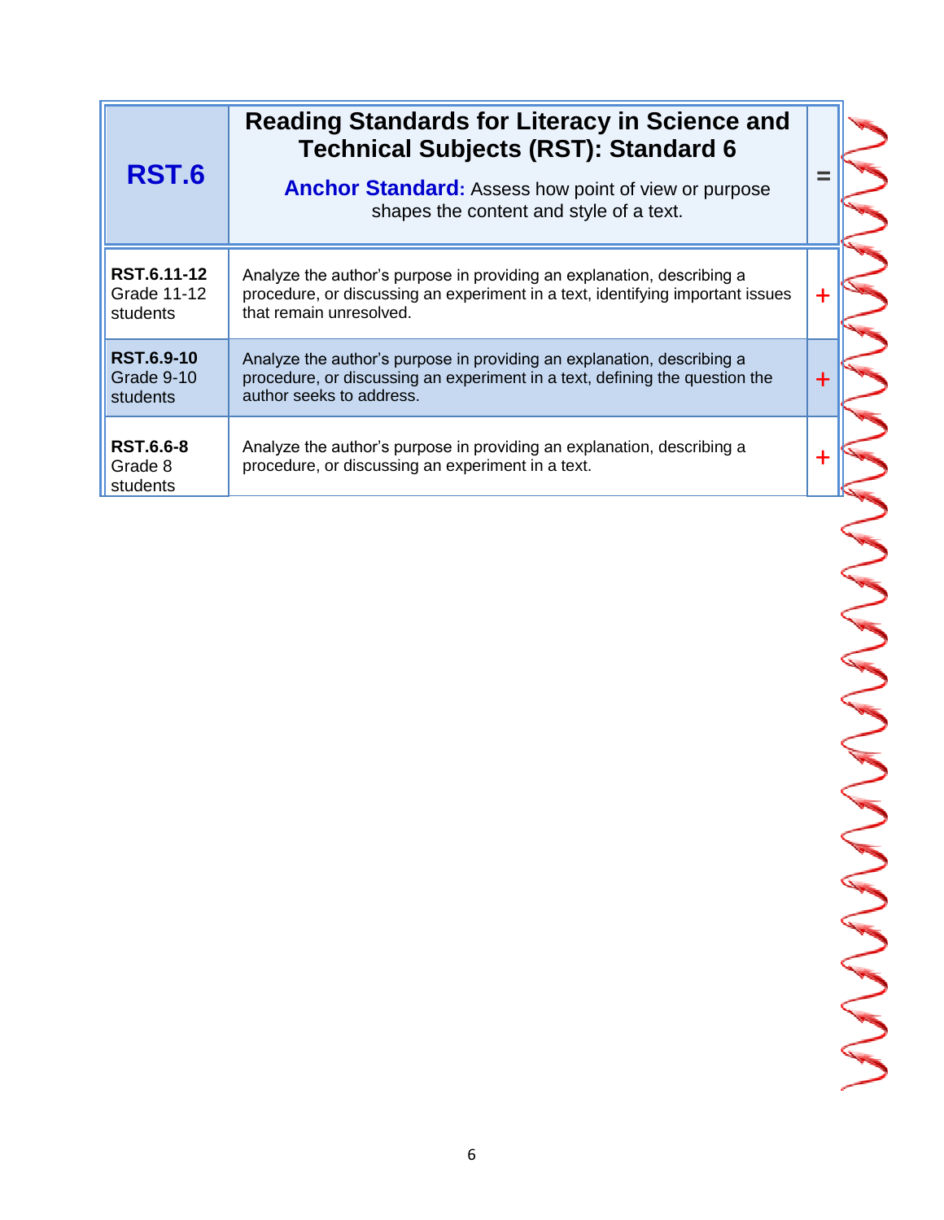| RST.6 | Reading Standards for Literacy in Science and Technical Subjects (RST): Standard 6<br><br>**Anchor Standard:** Assess how point of view or purpose shapes the content and style of a text. | = |
|---|---|---|
| **RST.6.11-12** Grade 11-12 students | Analyze the author's purpose in providing an explanation, describing a procedure, or discussing an experiment in a text, identifying important issues that remain unresolved. | + |
| **RST.6.9-10** Grade 9-10 students | Analyze the author's purpose in providing an explanation, describing a procedure, or discussing an experiment in a text, defining the question the author seeks to address. | + |
| **RST.6.6-8** Grade 8 students | Analyze the author's purpose in providing an explanation, describing a procedure, or discussing an experiment in a text. | + |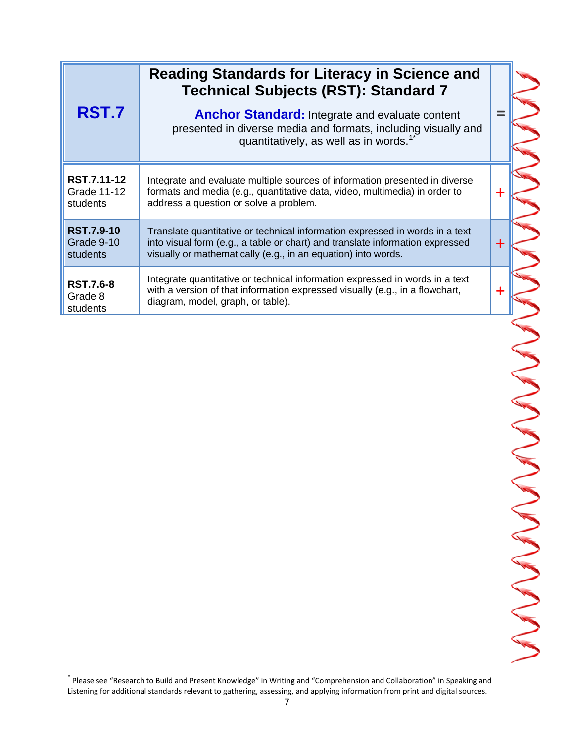| RST.7 | **Reading Standards for Literacy in Science and Technical Subjects (RST): Standard 7**<br><br>**Anchor Standard:** Integrate and evaluate content presented in diverse media and formats, including visually and quantitatively, as well as in words.[1*] | = |
|---|---|---|
| **RST.7.11-12** Grade 11-12 students | Integrate and evaluate multiple sources of information presented in diverse formats and media (e.g., quantitative data, video, multimedia) in order to address a question or solve a problem. | + |
| **RST.7.9-10** Grade 9-10 students | Translate quantitative or technical information expressed in words in a text into visual form (e.g., a table or chart) and translate information expressed visually or mathematically (e.g., in an equation) into words. | + |
| **RST.7.6-8** Grade 8 students | Integrate quantitative or technical information expressed in words in a text with a version of that information expressed visually (e.g., in a flowchart, diagram, model, graph, or table). | + |

[*] Please see "Research to Build and Present Knowledge" in Writing and "Comprehension and Collaboration" in Speaking and Listening for additional standards relevant to gathering, assessing, and applying information from print and digital sources.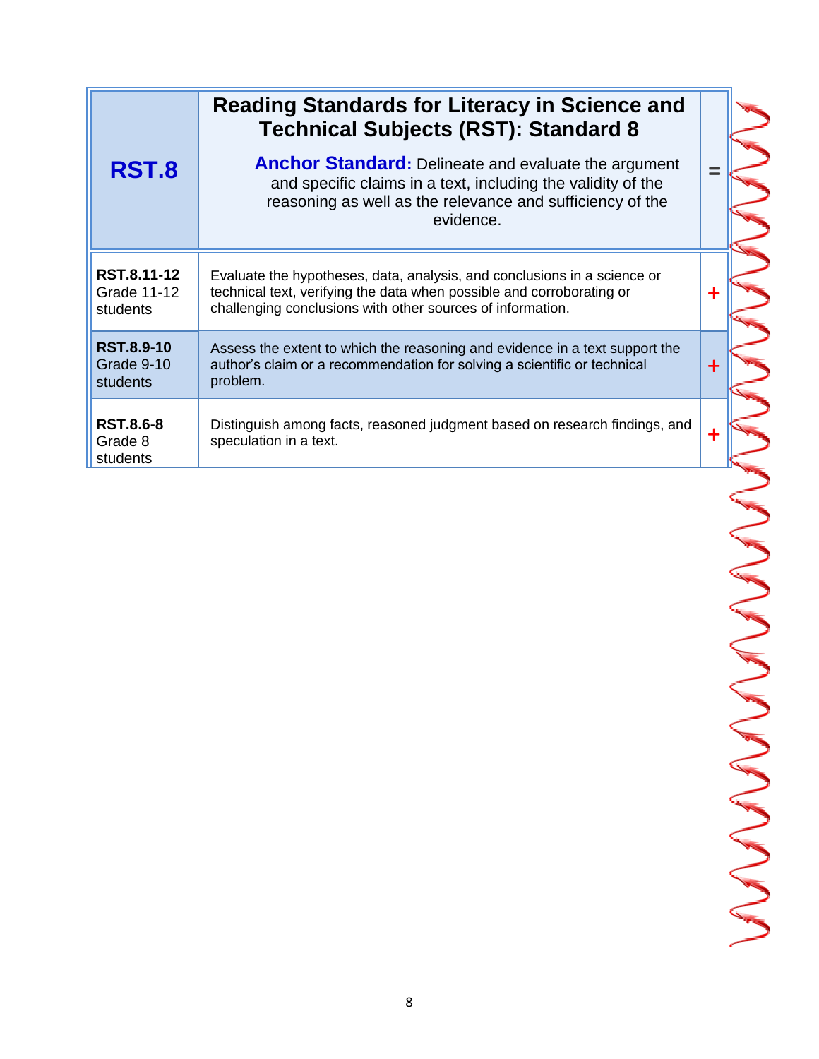| RST.8 | **Reading Standards for Literacy in Science and Technical Subjects (RST): Standard 8**<br><br>**Anchor Standard:** Delineate and evaluate the argument and specific claims in a text, including the validity of the reasoning as well as the relevance and sufficiency of the evidence. | = |
|---|---|---|
| **RST.8.11-12** Grade 11-12 students | Evaluate the hypotheses, data, analysis, and conclusions in a science or technical text, verifying the data when possible and corroborating or challenging conclusions with other sources of information. | + |
| **RST.8.9-10** Grade 9-10 students | Assess the extent to which the reasoning and evidence in a text support the author's claim or a recommendation for solving a scientific or technical problem. | + |
| **RST.8.6-8** Grade 8 students | Distinguish among facts, reasoned judgment based on research findings, and speculation in a text. | + |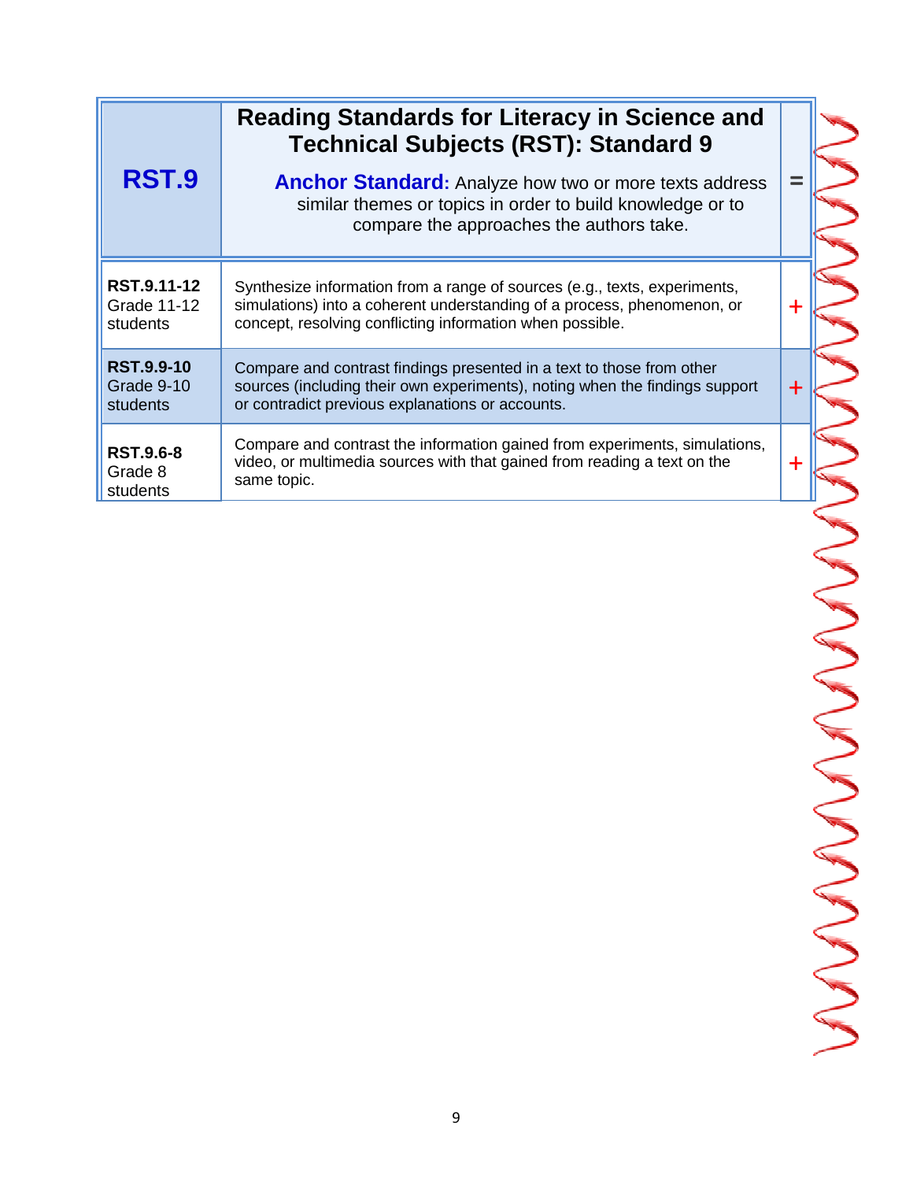| RST.9 | **Reading Standards for Literacy in Science and Technical Subjects (RST): Standard 9**<br><br>**Anchor Standard:** Analyze how two or more texts address similar themes or topics in order to build knowledge or to compare the approaches the authors take. | = |
|---|---|---|
| **RST.9.11-12** Grade 11-12 students | Synthesize information from a range of sources (e.g., texts, experiments, simulations) into a coherent understanding of a process, phenomenon, or concept, resolving conflicting information when possible. | + |
| **RST.9.9-10** Grade 9-10 students | Compare and contrast findings presented in a text to those from other sources (including their own experiments), noting when the findings support or contradict previous explanations or accounts. | + |
| **RST.9.6-8** Grade 8 students | Compare and contrast the information gained from experiments, simulations, video, or multimedia sources with that gained from reading a text on the same topic. | + |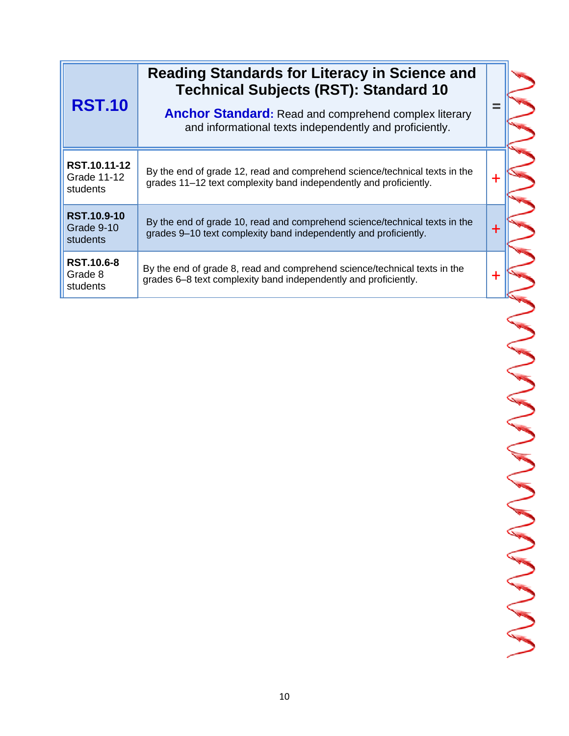| RST.10 | Reading Standards for Literacy in Science and Technical Subjects (RST): Standard 10<br><br>**Anchor Standard:** Read and comprehend complex literary and informational texts independently and proficiently. | = |
|---|---|---|
| **RST.10.11-12** Grade 11-12 students | By the end of grade 12, read and comprehend science/technical texts in the grades 11–12 text complexity band independently and proficiently. | + |
| **RST.10.9-10** Grade 9-10 students | By the end of grade 10, read and comprehend science/technical texts in the grades 9–10 text complexity band independently and proficiently. | + |
| **RST.10.6-8** Grade 8 students | By the end of grade 8, read and comprehend science/technical texts in the grades 6–8 text complexity band independently and proficiently. | + |